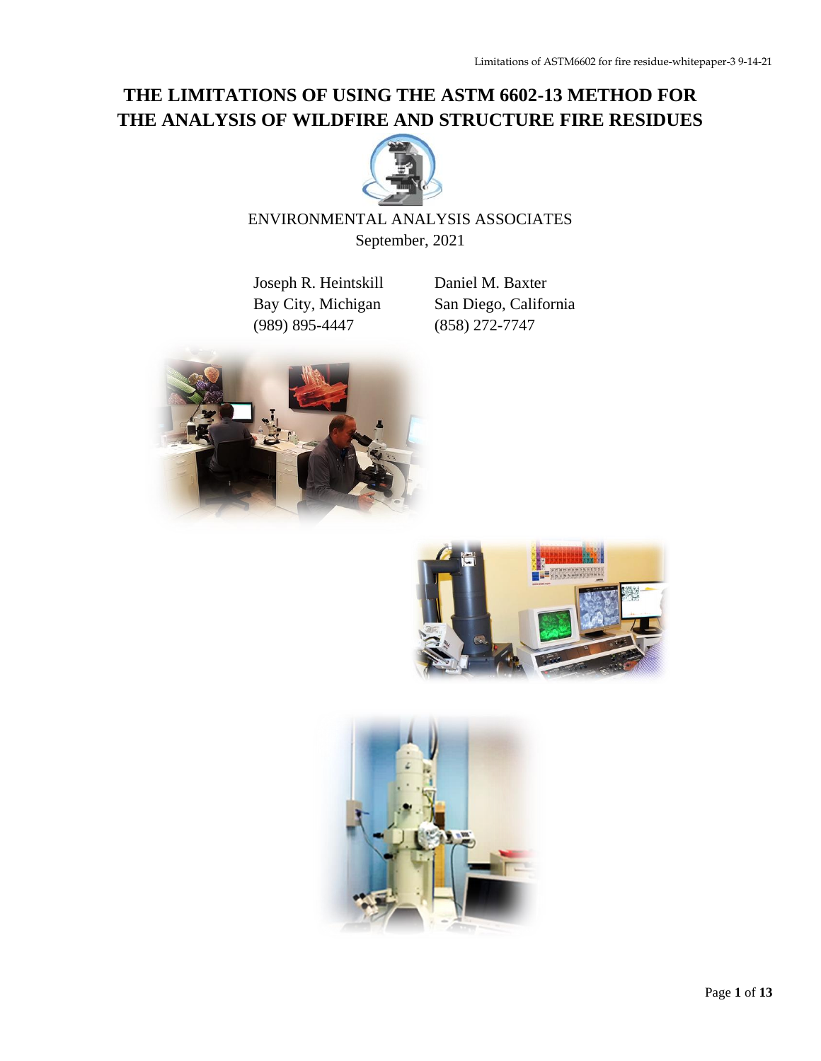# THE LIMITATIONS OF USING THE ASTM 6602-13 METHOD FOR THE ANALYSIS OF WILDFIRE AND STRUCTURE FIRE RESIDUES

ENVIRONMENTAL ANALYSIS ASSOCIATES

September, 2021

| Joseph R. Heintskill | Daniel M. Baxter |
|---|---|
| Bay City, Michigan | San Diego, California |
| (989) 895-4447 | (858) 272-7747 |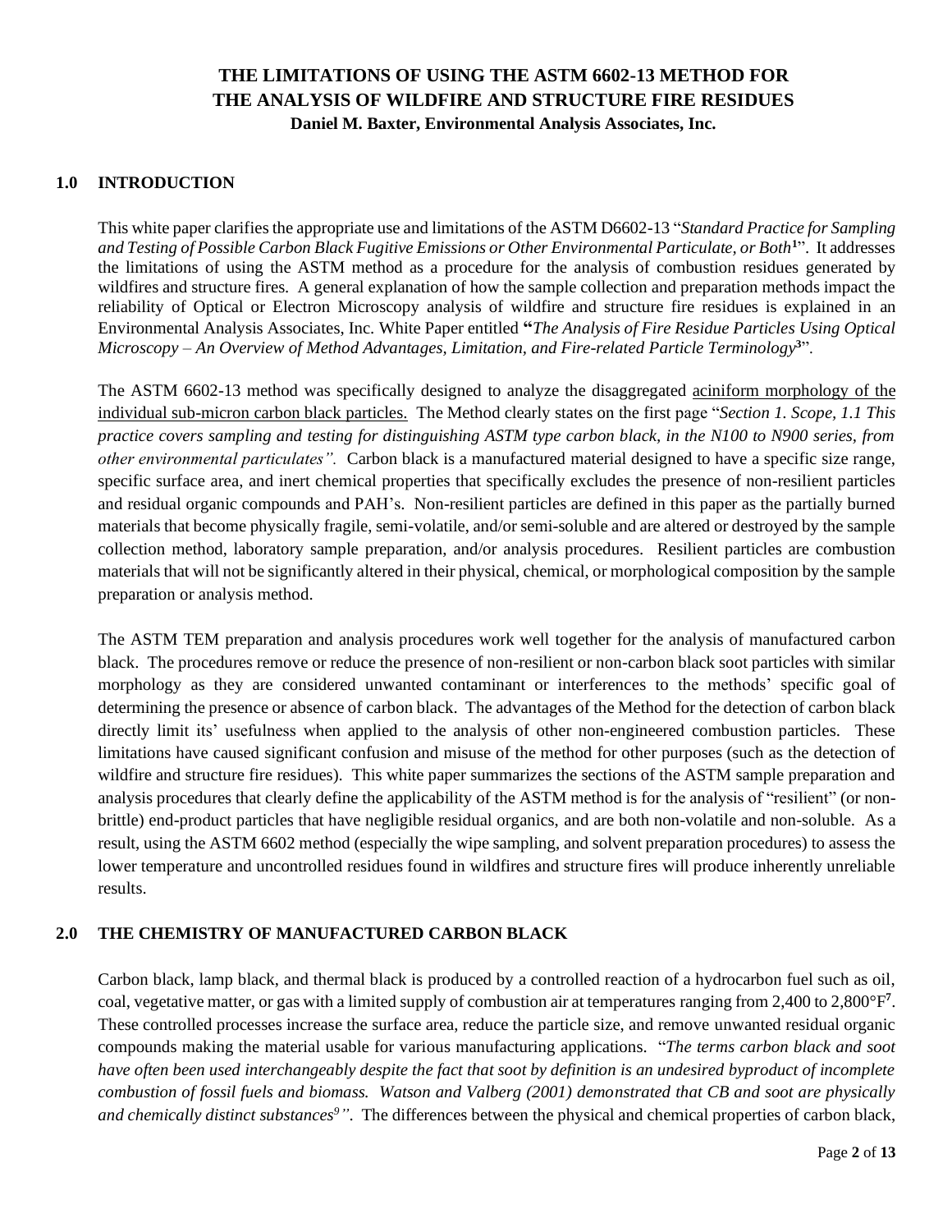# THE LIMITATIONS OF USING THE ASTM 6602-13 METHOD FOR THE ANALYSIS OF WILDFIRE AND STRUCTURE FIRE RESIDUES

**Daniel M. Baxter, Environmental Analysis Associates, Inc.**

## 1.0 INTRODUCTION

This white paper clarifies the appropriate use and limitations of the ASTM D6602-13 "*Standard Practice for Sampling and Testing of Possible Carbon Black Fugitive Emissions or Other Environmental Particulate, or Both*[1]". It addresses the limitations of using the ASTM method as a procedure for the analysis of combustion residues generated by wildfires and structure fires. A general explanation of how the sample collection and preparation methods impact the reliability of Optical or Electron Microscopy analysis of wildfire and structure fire residues is explained in an Environmental Analysis Associates, Inc. White Paper entitled **"***The Analysis of Fire Residue Particles Using Optical Microscopy – An Overview of Method Advantages, Limitation, and Fire-related Particle Terminology*[3]".

The ASTM 6602-13 method was specifically designed to analyze the disaggregated aciniform morphology of the individual sub-micron carbon black particles. The Method clearly states on the first page "*Section 1. Scope, 1.1 This practice covers sampling and testing for distinguishing ASTM type carbon black, in the N100 to N900 series, from other environmental particulates".* Carbon black is a manufactured material designed to have a specific size range, specific surface area, and inert chemical properties that specifically excludes the presence of non-resilient particles and residual organic compounds and PAH's. Non-resilient particles are defined in this paper as the partially burned materials that become physically fragile, semi-volatile, and/or semi-soluble and are altered or destroyed by the sample collection method, laboratory sample preparation, and/or analysis procedures. Resilient particles are combustion materials that will not be significantly altered in their physical, chemical, or morphological composition by the sample preparation or analysis method.

The ASTM TEM preparation and analysis procedures work well together for the analysis of manufactured carbon black. The procedures remove or reduce the presence of non-resilient or non-carbon black soot particles with similar morphology as they are considered unwanted contaminant or interferences to the methods' specific goal of determining the presence or absence of carbon black. The advantages of the Method for the detection of carbon black directly limit its' usefulness when applied to the analysis of other non-engineered combustion particles. These limitations have caused significant confusion and misuse of the method for other purposes (such as the detection of wildfire and structure fire residues). This white paper summarizes the sections of the ASTM sample preparation and analysis procedures that clearly define the applicability of the ASTM method is for the analysis of "resilient" (or non-brittle) end-product particles that have negligible residual organics, and are both non-volatile and non-soluble. As a result, using the ASTM 6602 method (especially the wipe sampling, and solvent preparation procedures) to assess the lower temperature and uncontrolled residues found in wildfires and structure fires will produce inherently unreliable results.

## 2.0 THE CHEMISTRY OF MANUFACTURED CARBON BLACK

Carbon black, lamp black, and thermal black is produced by a controlled reaction of a hydrocarbon fuel such as oil, coal, vegetative matter, or gas with a limited supply of combustion air at temperatures ranging from 2,400 to 2,800°F[7]. These controlled processes increase the surface area, reduce the particle size, and remove unwanted residual organic compounds making the material usable for various manufacturing applications. "*The terms carbon black and soot have often been used interchangeably despite the fact that soot by definition is an undesired byproduct of incomplete combustion of fossil fuels and biomass. Watson and Valberg (2001) demonstrated that CB and soot are physically and chemically distinct substances*[9]*"*. The differences between the physical and chemical properties of carbon black,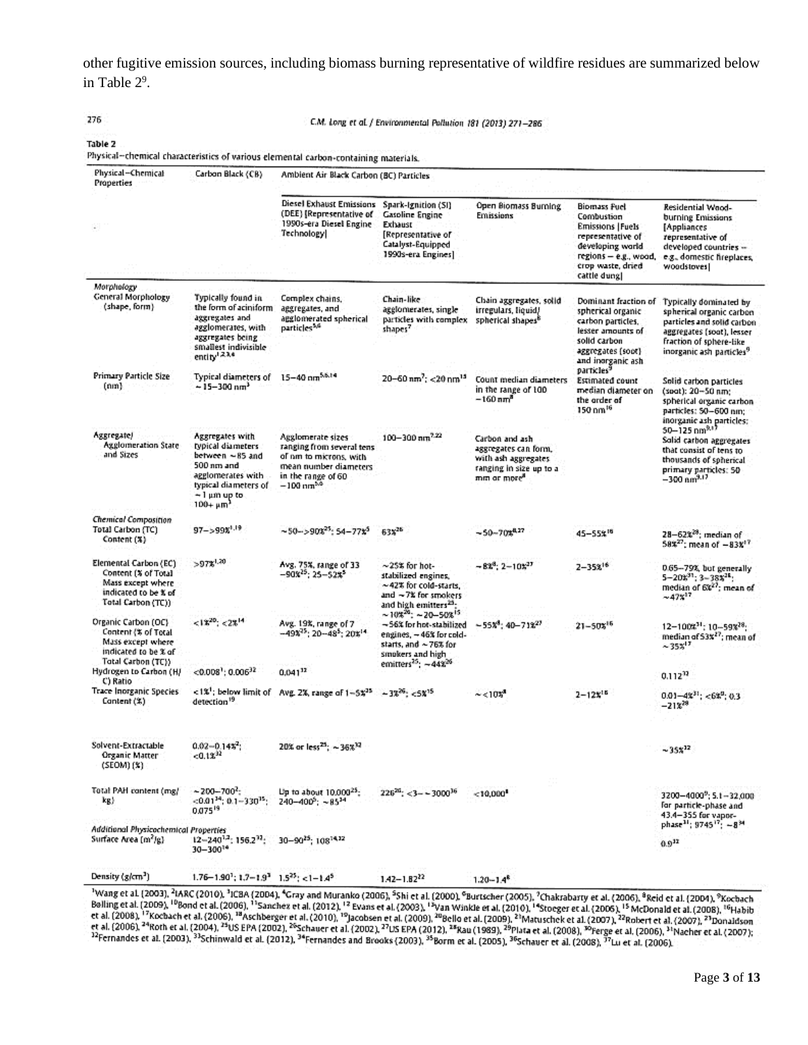other fugitive emission sources, including biomass burning representative of wildfire residues are summarized below in Table 2[9].

C.M. Long et al. / Environmental Pollution 181 (2013) 271–286

Table 2
Physical–chemical characteristics of various elemental carbon-containing materials.

| Physical–Chemical Properties | Carbon Black (CB) | Ambient Air Black Carbon (BC) Particles | | | | |
|---|---|---|---|---|---|---|
| | | Diesel Exhaust Emissions (DEE) [Representative of 1990s-era Diesel Engine Technology] | Spark-Ignition (SI) Gasoline Engine Exhaust [Representative of Catalyst-Equipped 1990s-era Engines] | Open Biomass Burning Emissions | Biomass Fuel Combustion Emissions [Fuels representative of developing world regions – e.g., wood, crop waste, dried cattle dung] | Residential Wood-burning Emissions [Appliances representative of developed countries – e.g., domestic fireplaces, woodstoves] |
| *Morphology* | | | | | | |
| General Morphology (shape, form) | Typically found in the form of aciniform aggregates and agglomerates, with aggregates being smallest indivisible entity[1,2,3,4] | Complex chains, aggregates, and agglomerated spherical particles[5,6] | Chain-like agglomerates, single particles with complex shapes[7] | Chain aggregates, solid irregulars, liquid/spherical shapes[8] | Dominant fraction of spherical organic carbon particles, lesser amounts of solid carbon aggregates (soot) and inorganic ash particles[9] | Typically dominated by spherical organic carbon particles and solid carbon aggregates (soot), lesser fraction of sphere-like inorganic ash particles[9] |
| Primary Particle Size (nm) | Typical diameters of ~15–300 nm[3] | 15–40 nm[5,6,14] | 20–60 nm[7]; <20 nm[13] | Count median diameters in the range of 100–160 nm[8] | Estimated count median diameter on the order of 150 nm[16] | Solid carbon particles (soot): 20–50 nm; spherical organic carbon particles: 50–600 nm; inorganic ash particles: 50–125 nm[9,17] |
| Aggregate/ Agglomeration State and Sizes | Aggregates with typical diameters between ~85 and 500 nm and agglomerates with typical diameters of ~1 μm up to 100+ μm[3] | Agglomerate sizes ranging from several tens of nm to microns, with mean number diameters in the range of 60–100 nm[5,6] | 100–300 nm[7,22] | Carbon and ash aggregates can form, with ash aggregates ranging in size up to a mm or more[8] | | Solid carbon aggregates that consist of tens to thousands of spherical primary particles: 50–300 nm[9,17] |
| *Chemical Composition* | | | | | | |
| Total Carbon (TC) Content (%) | 97–>99%[1,19] | ~50–>90%[25]; 54–77%[5] | 63%[26] | ~50–70%[8,27] | 45–55%[16] | 28–62%[28]; median of 58%[27]; mean of ~83%[17] |
| Elemental Carbon (EC) Content (% of Total Mass except where indicated to be % of Total Carbon (TC)) | >97%[1,20] | Avg. 75%, range of 33–90%[25]; 25–52%[5] | ~25% for hot-stabilized engines, ~42% for cold-starts, and ~7% for smokers and high emitters[25]; ~10%[26]; ~20–50%[15] | ~8%[8]; 2–10%[27] | 2–35%[16] | 0.65–79%, but generally 5–20%[31]; 3–38%[28]; median of 6%[27]; mean of ~47%[17] |
| Organic Carbon (OC) Content (% of Total Mass except where indicated to be % of Total Carbon (TC)) | <1%[20]; <2%[14] | Avg. 19%, range of 7–49%[25]; 20–48%[5]; 20%[14] | ~56% for hot-stabilized engines, ~46% for cold-starts, and ~76% for smokers and high emitters[25]; ~44%[26] | ~55%[8]; 40–71%[27] | 21–50%[16] | 12–100%[31]; 10–59%[28]; median of 53%[27]; mean of ~35%[17] |
| Hydrogen to Carbon (H/C) Ratio | <0.008[1]; 0.006[32] | 0.041[32] | | | | 0.112[32] |
| Trace Inorganic Species Content (%) | <1%[1]; below limit of detection[19] | Avg. 2%, range of 1–5%[25] | ~3%[26]; <5%[15] | ~<10%[8] | 2–12%[16] | 0.01–4%[31]; <6%[9]; 0.3–21%[28] |
| Solvent-Extractable Organic Matter (SEOM) (%) | 0.02–0.14%[2]; <0.1%[32] | 20% or less[25]; ~36%[32] | | | | ~35%[32] |
| Total PAH content (mg/kg) | ~200–700[2]; <0.01[34]; 0.1–330[15]; 0.075[19] | Up to about 10,000[25]; 240–400[5]; ~85[34] | 226[26]; <3–~3000[36] | <10,000[8] | | 3200–4000[9]; 5.1–32,000 for particle-phase and 43.4–355 for vapor-phase[31]; 9745[17]; ~8[34] |
| *Additional Physicochemical Properties* | | | | | | |
| Surface Area (m²/g) | 12–240[1,2]; 156.2[33]; 30–300[14] | 30–90[25]; 108[14,32] | | | | 0.9[32] |
| Density (g/cm³) | 1.76–1.90[1]; 1.7–1.9[3] | 1.5[25]; <1–1.4[5] | 1.42–1.82[22] | 1.20–1.4[8] | | |

[1]Wang et al. (2003), [2]IARC (2010), [3]ICBA (2004), [4]Gray and Muranko (2006), [5]Shi et al. (2000), [6]Burtscher (2005), [7]Chakrabarty et al. (2006), [8]Reid et al. (2004), [9]Kocbach Bølling et al. (2009), [10]Bond et al. (2006), [11]Sanchez et al. (2012), [12] Evans et al. (2003), [13]Van Winkle et al. (2010), [14]Stoeger et al. (2006), [15] McDonald et al. (2008), [16]Habib et al. (2008), [17]Kocbach et al. (2006), [18]Aschberger et al. (2010), [19]Jacobsen et al. (2009), [20]Bello et al. (2009), [21]Matuschek et al. (2007), [22]Robert et al. (2007), [23]Donaldson et al. (2006), [24]Roth et al. (2004), [25]US EPA (2002), [26]Schauer et al. (2002), [27]US EPA (2012), [28]Rau (1989), [29]Plata et al. (2008), [30]Ferge et al. (2006), [31]Naeher et al. (2007); [32]Fernandes et al. (2003), [33]Schinwald et al. (2012), [34]Fernandes and Brooks (2003), [35]Borm et al. (2005), [36]Schauer et al. (2008), [37]Lu et al. (2006).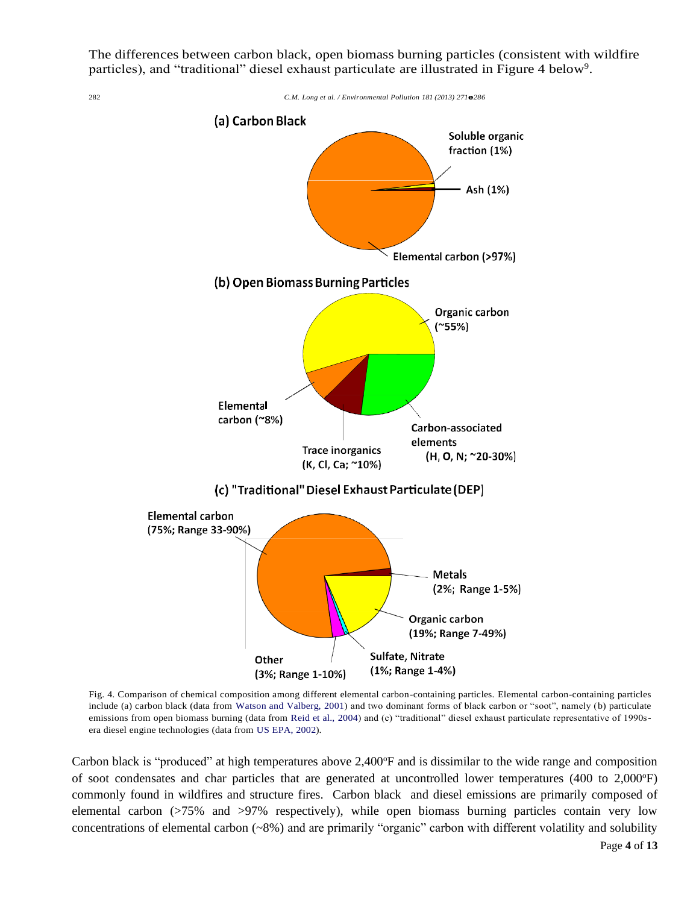The differences between carbon black, open biomass burning particles (consistent with wildfire particles), and "traditional" diesel exhaust particulate are illustrated in Figure 4 below[9].

282 C.M. Long et al. / Environmental Pollution 181 (2013) 271–286

(a) Carbon Black

- Soluble organic fraction (1%)
- Ash (1%)
- Elemental carbon (>97%)

(b) Open Biomass Burning Particles

- Organic carbon (~55%)
- Elemental carbon (~8%)
- Trace inorganics (K, Cl, Ca; ~10%)
- Carbon-associated elements (H, O, N; ~20-30%)

(c) "Traditional" Diesel Exhaust Particulate (DEP)

- Elemental carbon (75%; Range 33-90%)
- Metals (2%; Range 1-5%)
- Organic carbon (19%; Range 7-49%)
- Sulfate, Nitrate (1%; Range 1-4%)
- Other (3%; Range 1-10%)

Fig. 4. Comparison of chemical composition among different elemental carbon-containing particles. Elemental carbon-containing particles include (a) carbon black (data from Watson and Valberg, 2001) and two dominant forms of black carbon or "soot", namely (b) particulate emissions from open biomass burning (data from Reid et al., 2004) and (c) "traditional" diesel exhaust particulate representative of 1990s-era diesel engine technologies (data from US EPA, 2002).

Carbon black is "produced" at high temperatures above 2,400°F and is dissimilar to the wide range and composition of soot condensates and char particles that are generated at uncontrolled lower temperatures (400 to 2,000°F) commonly found in wildfires and structure fires. Carbon black and diesel emissions are primarily composed of elemental carbon (>75% and >97% respectively), while open biomass burning particles contain very low concentrations of elemental carbon (~8%) and are primarily "organic" carbon with different volatility and solubility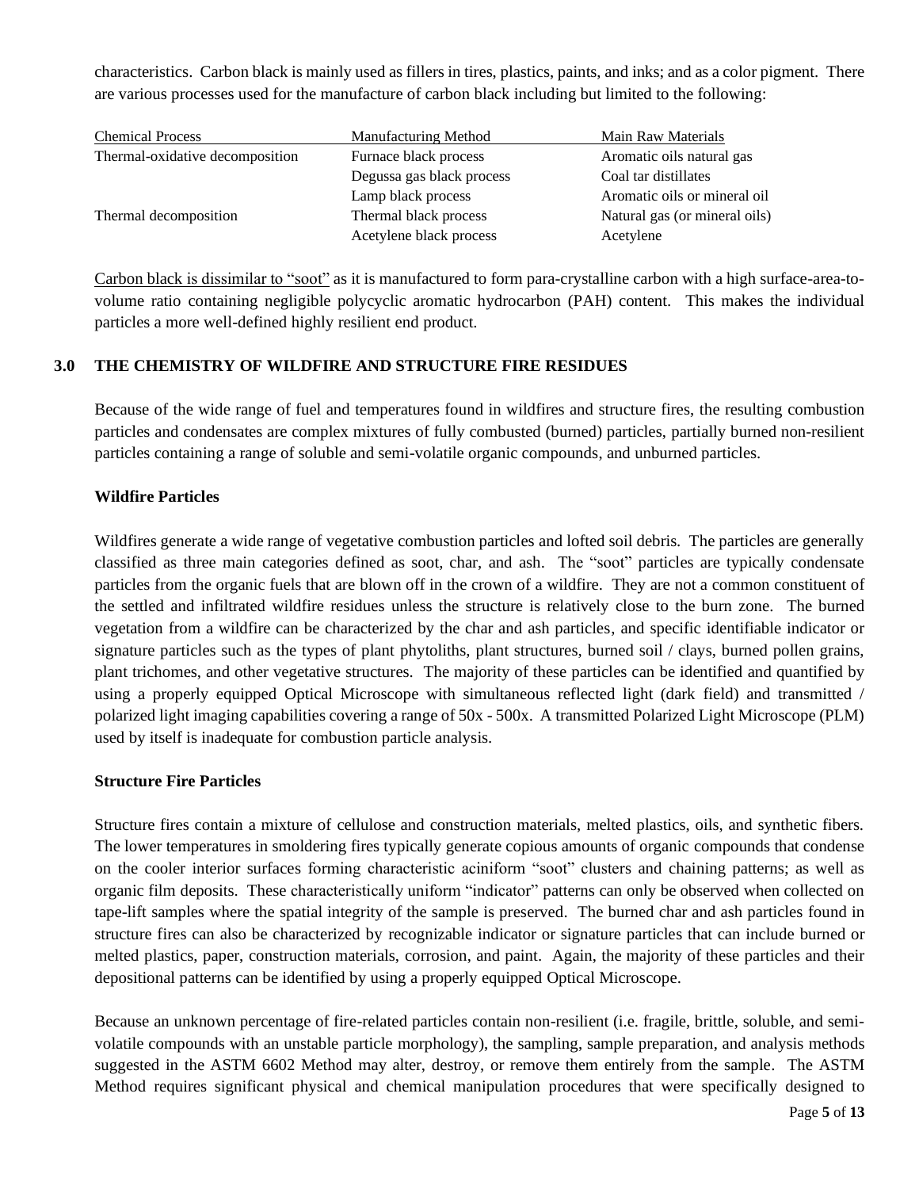characteristics. Carbon black is mainly used as fillers in tires, plastics, paints, and inks; and as a color pigment. There are various processes used for the manufacture of carbon black including but limited to the following:

| Chemical Process | Manufacturing Method | Main Raw Materials |
|---|---|---|
| Thermal-oxidative decomposition | Furnace black process | Aromatic oils natural gas |
| | Degussa gas black process | Coal tar distillates |
| | Lamp black process | Aromatic oils or mineral oil |
| Thermal decomposition | Thermal black process | Natural gas (or mineral oils) |
| | Acetylene black process | Acetylene |

Carbon black is dissimilar to "soot" as it is manufactured to form para-crystalline carbon with a high surface-area-to-volume ratio containing negligible polycyclic aromatic hydrocarbon (PAH) content. This makes the individual particles a more well-defined highly resilient end product.

## 3.0 THE CHEMISTRY OF WILDFIRE AND STRUCTURE FIRE RESIDUES

Because of the wide range of fuel and temperatures found in wildfires and structure fires, the resulting combustion particles and condensates are complex mixtures of fully combusted (burned) particles, partially burned non-resilient particles containing a range of soluble and semi-volatile organic compounds, and unburned particles.

**Wildfire Particles**

Wildfires generate a wide range of vegetative combustion particles and lofted soil debris. The particles are generally classified as three main categories defined as soot, char, and ash. The "soot" particles are typically condensate particles from the organic fuels that are blown off in the crown of a wildfire. They are not a common constituent of the settled and infiltrated wildfire residues unless the structure is relatively close to the burn zone. The burned vegetation from a wildfire can be characterized by the char and ash particles, and specific identifiable indicator or signature particles such as the types of plant phytoliths, plant structures, burned soil / clays, burned pollen grains, plant trichomes, and other vegetative structures. The majority of these particles can be identified and quantified by using a properly equipped Optical Microscope with simultaneous reflected light (dark field) and transmitted / polarized light imaging capabilities covering a range of 50x - 500x. A transmitted Polarized Light Microscope (PLM) used by itself is inadequate for combustion particle analysis.

**Structure Fire Particles**

Structure fires contain a mixture of cellulose and construction materials, melted plastics, oils, and synthetic fibers. The lower temperatures in smoldering fires typically generate copious amounts of organic compounds that condense on the cooler interior surfaces forming characteristic aciniform "soot" clusters and chaining patterns; as well as organic film deposits. These characteristically uniform "indicator" patterns can only be observed when collected on tape-lift samples where the spatial integrity of the sample is preserved. The burned char and ash particles found in structure fires can also be characterized by recognizable indicator or signature particles that can include burned or melted plastics, paper, construction materials, corrosion, and paint. Again, the majority of these particles and their depositional patterns can be identified by using a properly equipped Optical Microscope.

Because an unknown percentage of fire-related particles contain non-resilient (i.e. fragile, brittle, soluble, and semi-volatile compounds with an unstable particle morphology), the sampling, sample preparation, and analysis methods suggested in the ASTM 6602 Method may alter, destroy, or remove them entirely from the sample. The ASTM Method requires significant physical and chemical manipulation procedures that were specifically designed to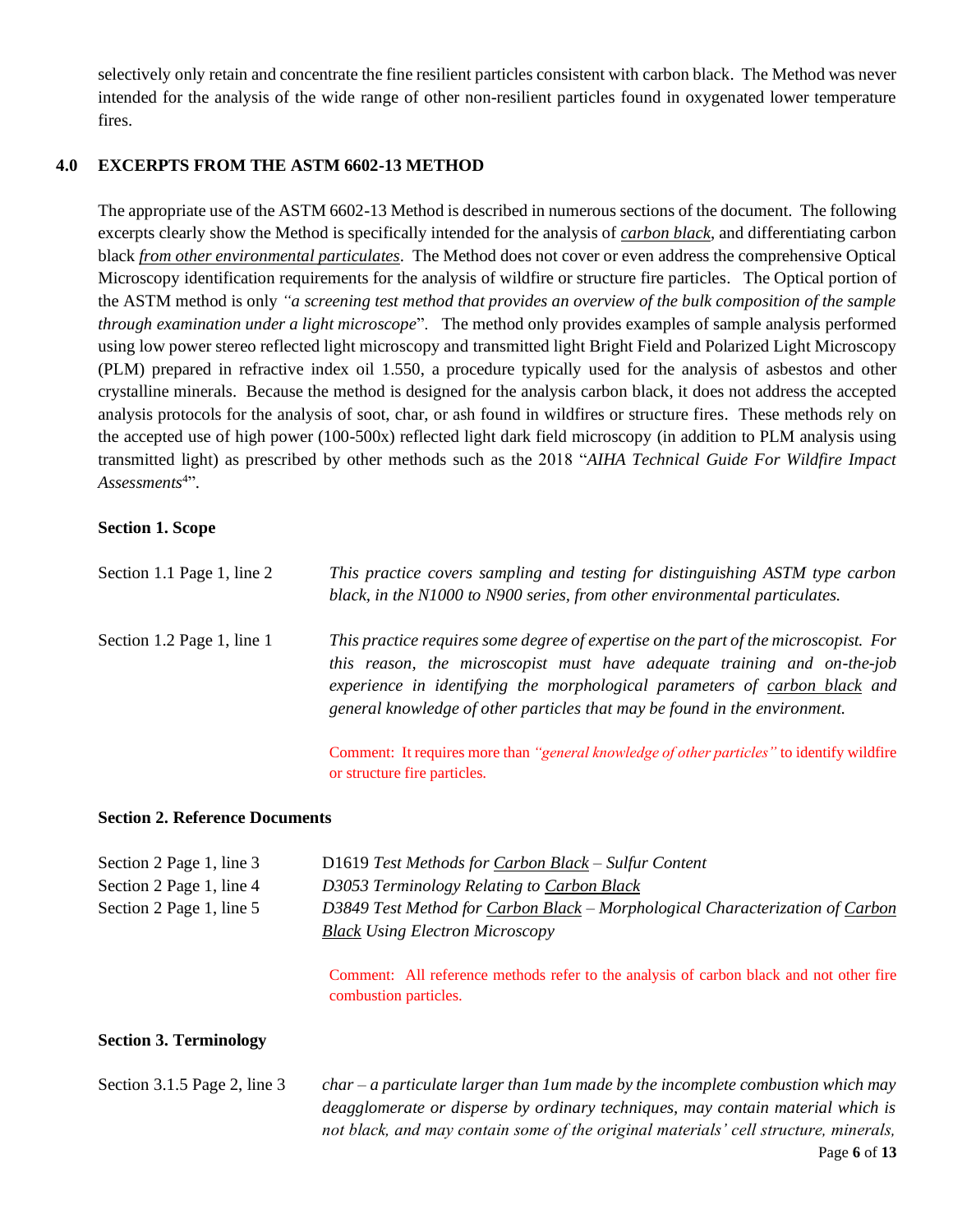selectively only retain and concentrate the fine resilient particles consistent with carbon black. The Method was never intended for the analysis of the wide range of other non-resilient particles found in oxygenated lower temperature fires.

## 4.0 EXCERPTS FROM THE ASTM 6602-13 METHOD

The appropriate use of the ASTM 6602-13 Method is described in numerous sections of the document. The following excerpts clearly show the Method is specifically intended for the analysis of <u>*carbon black*</u>, and differentiating carbon black <u>*from other environmental particulates*</u>. The Method does not cover or even address the comprehensive Optical Microscopy identification requirements for the analysis of wildfire or structure fire particles. The Optical portion of the ASTM method is only *"a screening test method that provides an overview of the bulk composition of the sample through examination under a light microscope*". The method only provides examples of sample analysis performed using low power stereo reflected light microscopy and transmitted light Bright Field and Polarized Light Microscopy (PLM) prepared in refractive index oil 1.550, a procedure typically used for the analysis of asbestos and other crystalline minerals. Because the method is designed for the analysis carbon black, it does not address the accepted analysis protocols for the analysis of soot, char, or ash found in wildfires or structure fires. These methods rely on the accepted use of high power (100-500x) reflected light dark field microscopy (in addition to PLM analysis using transmitted light) as prescribed by other methods such as the 2018 "*AIHA Technical Guide For Wildfire Impact Assessments*[4]".

**Section 1. Scope**

Section 1.1 Page 1, line 2 — *This practice covers sampling and testing for distinguishing ASTM type carbon black, in the N1000 to N900 series, from other environmental particulates.*

Section 1.2 Page 1, line 1 — *This practice requires some degree of expertise on the part of the microscopist. For this reason, the microscopist must have adequate training and on-the-job experience in identifying the morphological parameters of <u>carbon black</u> and general knowledge of other particles that may be found in the environment.*

Comment: It requires more than *"general knowledge of other particles"* to identify wildfire or structure fire particles.

**Section 2. Reference Documents**

Section 2 Page 1, line 3 — D1619 *Test Methods for <u>Carbon Black</u> – Sulfur Content*

Section 2 Page 1, line 4 — *D3053 Terminology Relating to <u>Carbon Black</u>*

Section 2 Page 1, line 5 — *D3849 Test Method for <u>Carbon Black</u> – Morphological Characterization of <u>Carbon Black</u> Using Electron Microscopy*

Comment: All reference methods refer to the analysis of carbon black and not other fire combustion particles.

**Section 3. Terminology**

Section 3.1.5 Page 2, line 3 — *char – a particulate larger than 1um made by the incomplete combustion which may deagglomerate or disperse by ordinary techniques, may contain material which is not black, and may contain some of the original materials' cell structure, minerals,*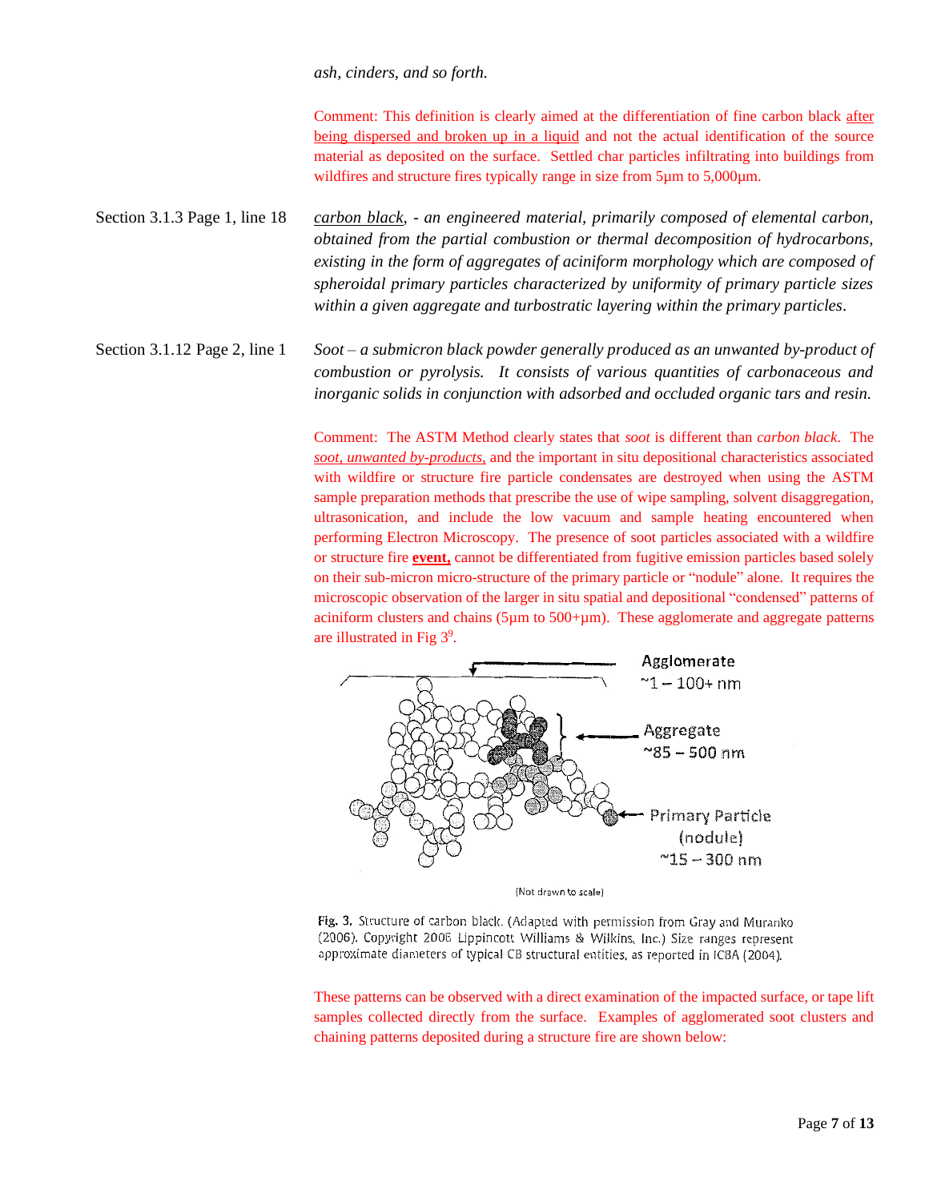*ash, cinders, and so forth.*

Comment: This definition is clearly aimed at the differentiation of fine carbon black <u>after being dispersed and broken up in a liquid</u> and not the actual identification of the source material as deposited on the surface. Settled char particles infiltrating into buildings from wildfires and structure fires typically range in size from 5µm to 5,000µm.

Section 3.1.3 Page 1, line 18 — *<u>carbon black</u>, - an engineered material, primarily composed of elemental carbon, obtained from the partial combustion or thermal decomposition of hydrocarbons, existing in the form of aggregates of aciniform morphology which are composed of spheroidal primary particles characterized by uniformity of primary particle sizes within a given aggregate and turbostratic layering within the primary particles.*

Section 3.1.12 Page 2, line 1 — *Soot – a submicron black powder generally produced as an unwanted by-product of combustion or pyrolysis. It consists of various quantities of carbonaceous and inorganic solids in conjunction with adsorbed and occluded organic tars and resin.*

Comment: The ASTM Method clearly states that *soot* is different than *carbon black*. The *<u>soot, unwanted by-products,</u>* and the important in situ depositional characteristics associated with wildfire or structure fire particle condensates are destroyed when using the ASTM sample preparation methods that prescribe the use of wipe sampling, solvent disaggregation, ultrasonication, and include the low vacuum and sample heating encountered when performing Electron Microscopy. The presence of soot particles associated with a wildfire or structure fire **<u>event,</u>** cannot be differentiated from fugitive emission particles based solely on their sub-micron micro-structure of the primary particle or "nodule" alone. It requires the microscopic observation of the larger in situ spatial and depositional "condensed" patterns of aciniform clusters and chains (5µm to 500+µm). These agglomerate and aggregate patterns are illustrated in Fig 3[9].

Agglomerate ~1 – 100+ nm

Aggregate ~85 – 500 nm

Primary Particle (nodule) ~15 – 300 nm

(Not drawn to scale)

**Fig. 3.** Structure of carbon black. (Adapted with permission from Gray and Muranko (2006). Copyright 2006 Lippincott Williams & Wilkins, Inc.) Size ranges represent approximate diameters of typical CB structural entities, as reported in ICBA (2004).

These patterns can be observed with a direct examination of the impacted surface, or tape lift samples collected directly from the surface. Examples of agglomerated soot clusters and chaining patterns deposited during a structure fire are shown below: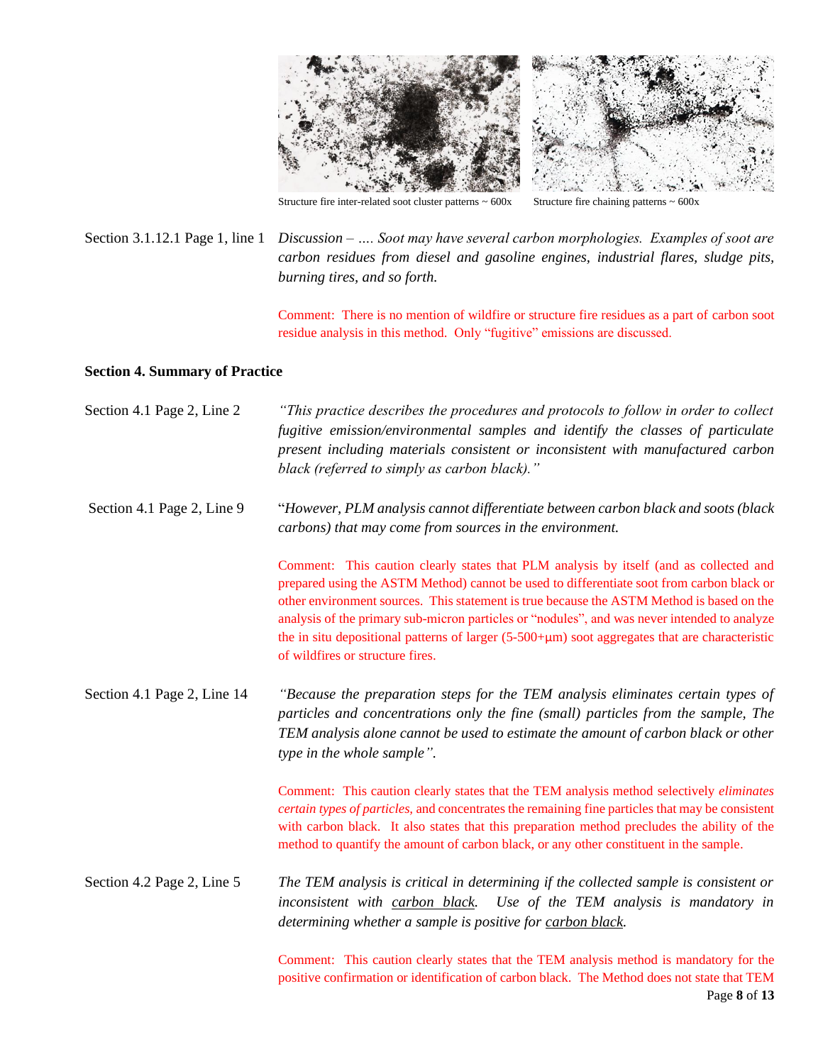Structure fire inter-related soot cluster patterns ~ 600x    Structure fire chaining patterns ~ 600x

Section 3.1.12.1 Page 1, line 1 *Discussion – …. Soot may have several carbon morphologies. Examples of soot are carbon residues from diesel and gasoline engines, industrial flares, sludge pits, burning tires, and so forth.*

Comment: There is no mention of wildfire or structure fire residues as a part of carbon soot residue analysis in this method. Only "fugitive" emissions are discussed.

**Section 4. Summary of Practice**

Section 4.1 Page 2, Line 2 *"This practice describes the procedures and protocols to follow in order to collect fugitive emission/environmental samples and identify the classes of particulate present including materials consistent or inconsistent with manufactured carbon black (referred to simply as carbon black)."*

Section 4.1 Page 2, Line 9 "*However, PLM analysis cannot differentiate between carbon black and soots (black carbons) that may come from sources in the environment.*

Comment: This caution clearly states that PLM analysis by itself (and as collected and prepared using the ASTM Method) cannot be used to differentiate soot from carbon black or other environment sources. This statement is true because the ASTM Method is based on the analysis of the primary sub-micron particles or "nodules", and was never intended to analyze the in situ depositional patterns of larger (5-500+µm) soot aggregates that are characteristic of wildfires or structure fires.

Section 4.1 Page 2, Line 14 *"Because the preparation steps for the TEM analysis eliminates certain types of particles and concentrations only the fine (small) particles from the sample, The TEM analysis alone cannot be used to estimate the amount of carbon black or other type in the whole sample".*

Comment: This caution clearly states that the TEM analysis method selectively *eliminates certain types of particles,* and concentrates the remaining fine particles that may be consistent with carbon black. It also states that this preparation method precludes the ability of the method to quantify the amount of carbon black, or any other constituent in the sample.

Section 4.2 Page 2, Line 5 *The TEM analysis is critical in determining if the collected sample is consistent or inconsistent with carbon black. Use of the TEM analysis is mandatory in determining whether a sample is positive for carbon black.*

Comment: This caution clearly states that the TEM analysis method is mandatory for the positive confirmation or identification of carbon black. The Method does not state that TEM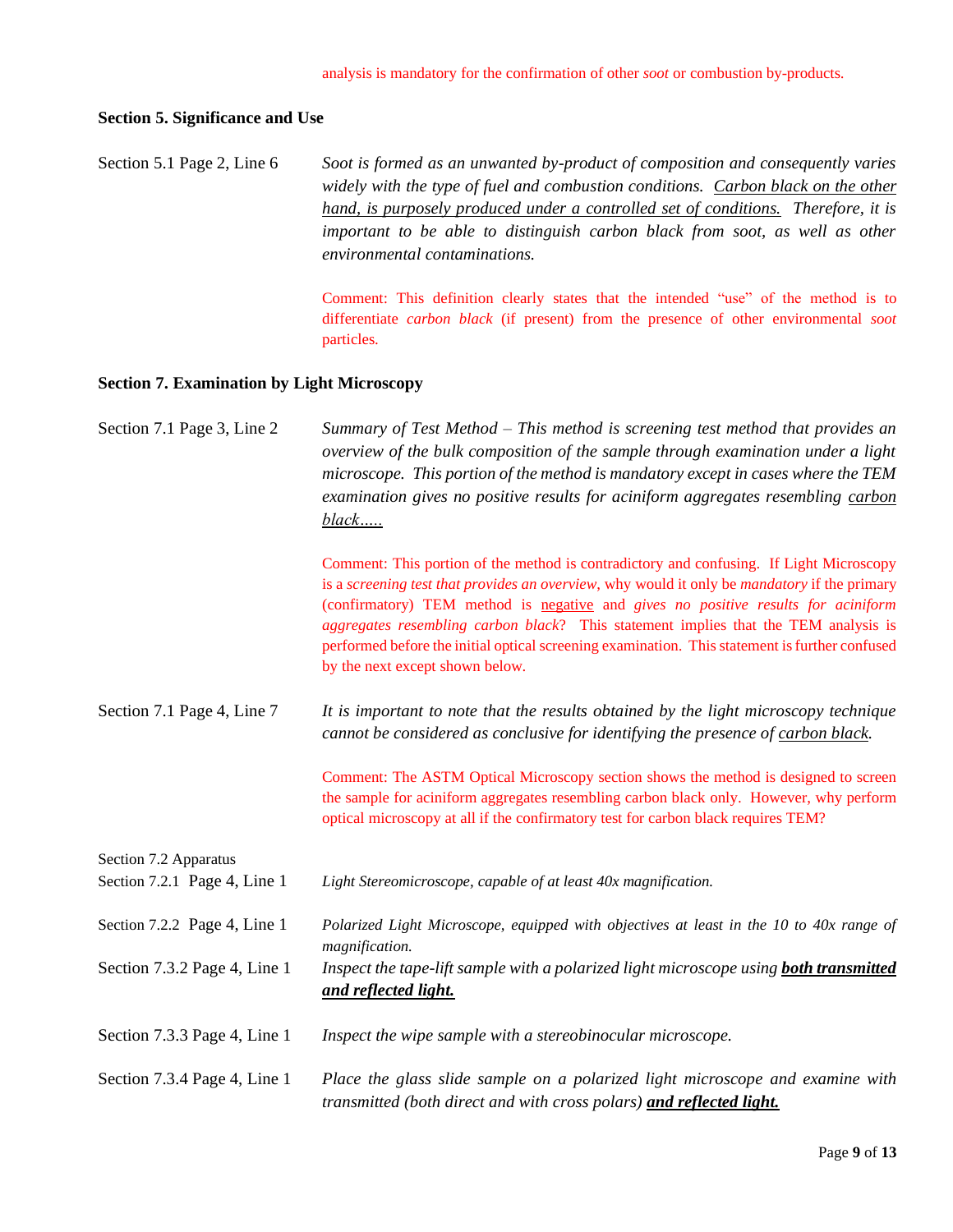analysis is mandatory for the confirmation of other *soot* or combustion by-products.

**Section 5. Significance and Use**

Section 5.1 Page 2, Line 6

*Soot is formed as an unwanted by-product of composition and consequently varies widely with the type of fuel and combustion conditions. <u>Carbon black on the other hand, is purposely produced under a controlled set of conditions.</u> Therefore, it is important to be able to distinguish carbon black from soot, as well as other environmental contaminations.*

Comment: This definition clearly states that the intended "use" of the method is to differentiate *carbon black* (if present) from the presence of other environmental *soot* particles.

**Section 7. Examination by Light Microscopy**

Section 7.1 Page 3, Line 2

*Summary of Test Method – This method is screening test method that provides an overview of the bulk composition of the sample through examination under a light microscope. This portion of the method is mandatory except in cases where the TEM examination gives no positive results for aciniform aggregates resembling <u>carbon black…..</u>*

Comment: This portion of the method is contradictory and confusing. If Light Microscopy is a *screening test that provides an overview,* why would it only be *mandatory* if the primary (confirmatory) TEM method is <u>negative</u> and *gives no positive results for aciniform aggregates resembling carbon black*? This statement implies that the TEM analysis is performed before the initial optical screening examination. This statement is further confused by the next except shown below.

Section 7.1 Page 4, Line 7

*It is important to note that the results obtained by the light microscopy technique cannot be considered as conclusive for identifying the presence of <u>carbon black</u>.*

Comment: The ASTM Optical Microscopy section shows the method is designed to screen the sample for aciniform aggregates resembling carbon black only. However, why perform optical microscopy at all if the confirmatory test for carbon black requires TEM?

Section 7.2 Apparatus

Section 7.2.1 Page 4, Line 1

*Light Stereomicroscope, capable of at least 40x magnification.*

Section 7.2.2 Page 4, Line 1

*Polarized Light Microscope, equipped with objectives at least in the 10 to 40x range of magnification.*

Section 7.3.2 Page 4, Line 1

*Inspect the tape-lift sample with a polarized light microscope using **<u>both transmitted and reflected light.</u>***

Section 7.3.3 Page 4, Line 1

*Inspect the wipe sample with a stereobinocular microscope.*

Section 7.3.4 Page 4, Line 1

*Place the glass slide sample on a polarized light microscope and examine with transmitted (both direct and with cross polars) **<u>and reflected light.</u>***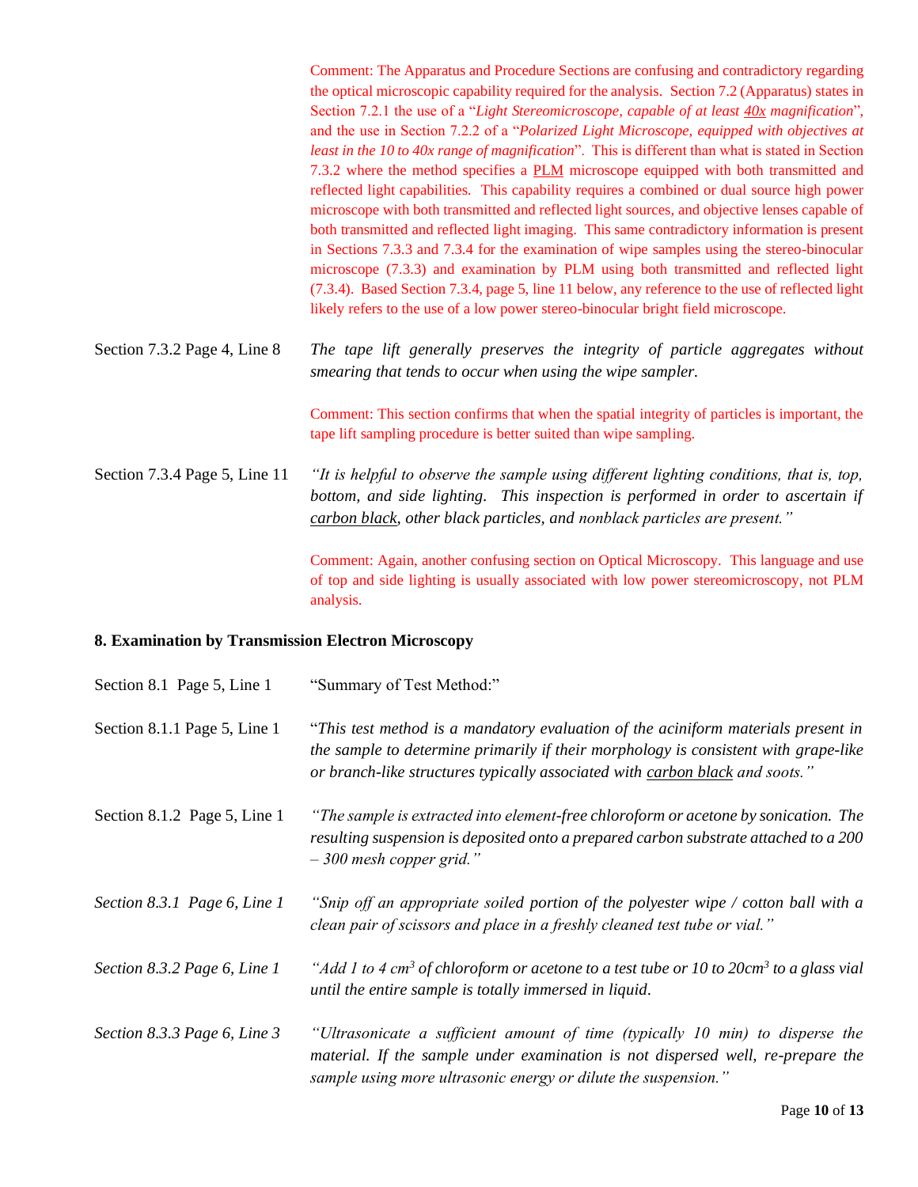Comment: The Apparatus and Procedure Sections are confusing and contradictory regarding the optical microscopic capability required for the analysis. Section 7.2 (Apparatus) states in Section 7.2.1 the use of a "*Light Stereomicroscope, capable of at least 40x magnification*", and the use in Section 7.2.2 of a "*Polarized Light Microscope, equipped with objectives at least in the 10 to 40x range of magnification*". This is different than what is stated in Section 7.3.2 where the method specifies a PLM microscope equipped with both transmitted and reflected light capabilities. This capability requires a combined or dual source high power microscope with both transmitted and reflected light sources, and objective lenses capable of both transmitted and reflected light imaging. This same contradictory information is present in Sections 7.3.3 and 7.3.4 for the examination of wipe samples using the stereo-binocular microscope (7.3.3) and examination by PLM using both transmitted and reflected light (7.3.4). Based Section 7.3.4, page 5, line 11 below, any reference to the use of reflected light likely refers to the use of a low power stereo-binocular bright field microscope.

Section 7.3.2 Page 4, Line 8 — *The tape lift generally preserves the integrity of particle aggregates without smearing that tends to occur when using the wipe sampler.*

Comment: This section confirms that when the spatial integrity of particles is important, the tape lift sampling procedure is better suited than wipe sampling.

Section 7.3.4 Page 5, Line 11 — *"It is helpful to observe the sample using different lighting conditions, that is, top, bottom, and side lighting. This inspection is performed in order to ascertain if carbon black, other black particles, and nonblack particles are present."*

Comment: Again, another confusing section on Optical Microscopy. This language and use of top and side lighting is usually associated with low power stereomicroscopy, not PLM analysis.

## 8. Examination by Transmission Electron Microscopy

Section 8.1 Page 5, Line 1 — "Summary of Test Method:"

Section 8.1.1 Page 5, Line 1 — "*This test method is a mandatory evaluation of the aciniform materials present in the sample to determine primarily if their morphology is consistent with grape-like or branch-like structures typically associated with carbon black and soots."*

Section 8.1.2 Page 5, Line 1 — *"The sample is extracted into element-free chloroform or acetone by sonication. The resulting suspension is deposited onto a prepared carbon substrate attached to a 200 – 300 mesh copper grid."*

*Section 8.3.1 Page 6, Line 1* — *"Snip off an appropriate soiled portion of the polyester wipe / cotton ball with a clean pair of scissors and place in a freshly cleaned test tube or vial."*

*Section 8.3.2 Page 6, Line 1* — *"Add 1 to 4 $cm^3$ of chloroform or acetone to a test tube or 10 to 20$cm^3$ to a glass vial until the entire sample is totally immersed in liquid.*

*Section 8.3.3 Page 6, Line 3* — *"Ultrasonicate a sufficient amount of time (typically 10 min) to disperse the material. If the sample under examination is not dispersed well, re-prepare the sample using more ultrasonic energy or dilute the suspension."*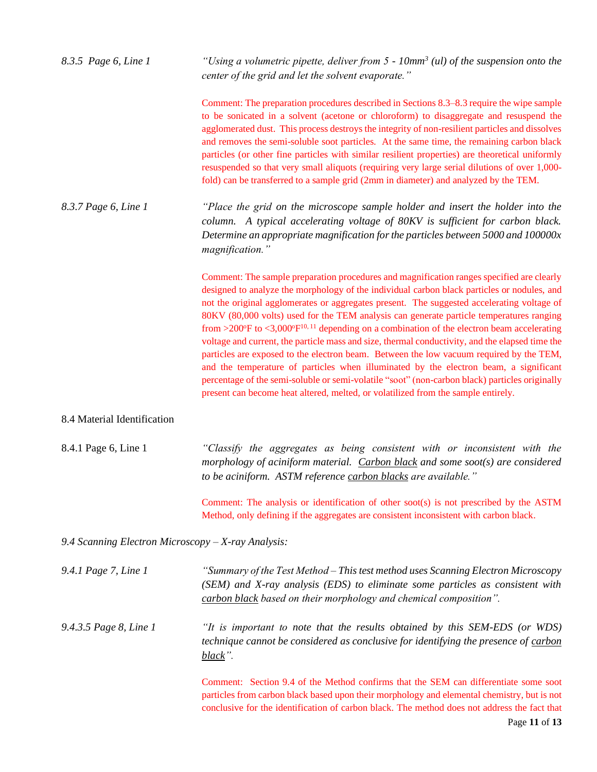*8.3.5 Page 6, Line 1* *"Using a volumetric pipette, deliver from 5 - 10mm$^3$ (ul) of the suspension onto the center of the grid and let the solvent evaporate."*

Comment: The preparation procedures described in Sections 8.3–8.3 require the wipe sample to be sonicated in a solvent (acetone or chloroform) to disaggregate and resuspend the agglomerated dust. This process destroys the integrity of non-resilient particles and dissolves and removes the semi-soluble soot particles. At the same time, the remaining carbon black particles (or other fine particles with similar resilient properties) are theoretical uniformly resuspended so that very small aliquots (requiring very large serial dilutions of over 1,000-fold) can be transferred to a sample grid (2mm in diameter) and analyzed by the TEM.

*8.3.7 Page 6, Line 1* *"Place the grid on the microscope sample holder and insert the holder into the column. A typical accelerating voltage of 80KV is sufficient for carbon black. Determine an appropriate magnification for the particles between 5000 and 100000x magnification."*

Comment: The sample preparation procedures and magnification ranges specified are clearly designed to analyze the morphology of the individual carbon black particles or nodules, and not the original agglomerates or aggregates present. The suggested accelerating voltage of 80KV (80,000 volts) used for the TEM analysis can generate particle temperatures ranging from >200ºF to <3,000ºF[10, 11] depending on a combination of the electron beam accelerating voltage and current, the particle mass and size, thermal conductivity, and the elapsed time the particles are exposed to the electron beam. Between the low vacuum required by the TEM, and the temperature of particles when illuminated by the electron beam, a significant percentage of the semi-soluble or semi-volatile "soot" (non-carbon black) particles originally present can become heat altered, melted, or volatilized from the sample entirely.

8.4 Material Identification

8.4.1 Page 6, Line 1 *"Classify the aggregates as being consistent with or inconsistent with the morphology of aciniform material. Carbon black and some soot(s) are considered to be aciniform. ASTM reference carbon blacks are available."*

Comment: The analysis or identification of other soot(s) is not prescribed by the ASTM Method, only defining if the aggregates are consistent inconsistent with carbon black.

*9.4 Scanning Electron Microscopy – X-ray Analysis:*

*9.4.1 Page 7, Line 1* *"Summary of the Test Method – This test method uses Scanning Electron Microscopy (SEM) and X-ray analysis (EDS) to eliminate some particles as consistent with carbon black based on their morphology and chemical composition".*

*9.4.3.5 Page 8, Line 1* *"It is important to note that the results obtained by this SEM-EDS (or WDS) technique cannot be considered as conclusive for identifying the presence of carbon black".*

Comment: Section 9.4 of the Method confirms that the SEM can differentiate some soot particles from carbon black based upon their morphology and elemental chemistry, but is not conclusive for the identification of carbon black. The method does not address the fact that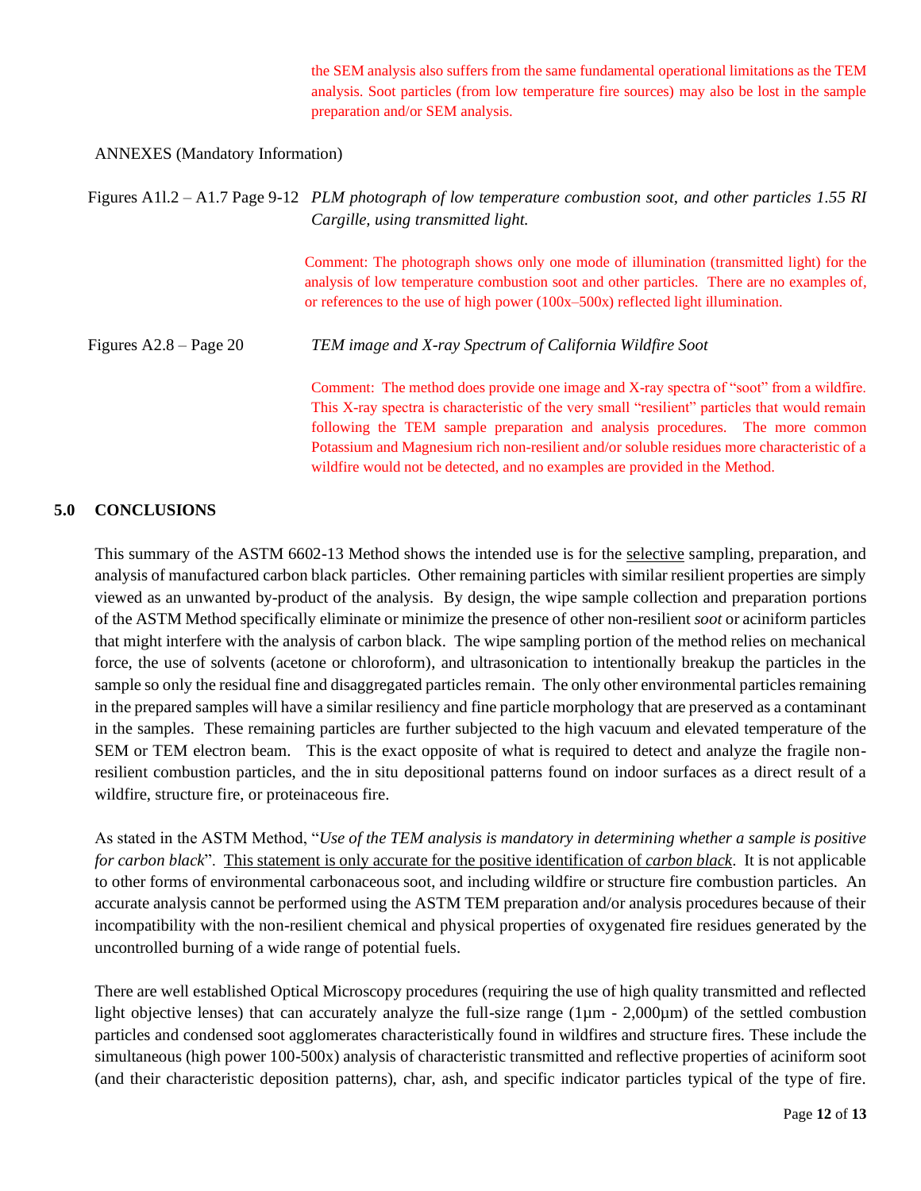the SEM analysis also suffers from the same fundamental operational limitations as the TEM analysis. Soot particles (from low temperature fire sources) may also be lost in the sample preparation and/or SEM analysis.

ANNEXES (Mandatory Information)

Figures A1l.2 – A1.7 Page 9-12 *PLM photograph of low temperature combustion soot, and other particles 1.55 RI Cargille, using transmitted light.*

Comment: The photograph shows only one mode of illumination (transmitted light) for the analysis of low temperature combustion soot and other particles. There are no examples of, or references to the use of high power (100x–500x) reflected light illumination.

Figures A2.8 – Page 20 *TEM image and X-ray Spectrum of California Wildfire Soot*

Comment: The method does provide one image and X-ray spectra of "soot" from a wildfire. This X-ray spectra is characteristic of the very small "resilient" particles that would remain following the TEM sample preparation and analysis procedures. The more common Potassium and Magnesium rich non-resilient and/or soluble residues more characteristic of a wildfire would not be detected, and no examples are provided in the Method.

## 5.0 CONCLUSIONS

This summary of the ASTM 6602-13 Method shows the intended use is for the selective sampling, preparation, and analysis of manufactured carbon black particles. Other remaining particles with similar resilient properties are simply viewed as an unwanted by-product of the analysis. By design, the wipe sample collection and preparation portions of the ASTM Method specifically eliminate or minimize the presence of other non-resilient *soot* or aciniform particles that might interfere with the analysis of carbon black. The wipe sampling portion of the method relies on mechanical force, the use of solvents (acetone or chloroform), and ultrasonication to intentionally breakup the particles in the sample so only the residual fine and disaggregated particles remain. The only other environmental particles remaining in the prepared samples will have a similar resiliency and fine particle morphology that are preserved as a contaminant in the samples. These remaining particles are further subjected to the high vacuum and elevated temperature of the SEM or TEM electron beam. This is the exact opposite of what is required to detect and analyze the fragile non-resilient combustion particles, and the in situ depositional patterns found on indoor surfaces as a direct result of a wildfire, structure fire, or proteinaceous fire.

As stated in the ASTM Method, "*Use of the TEM analysis is mandatory in determining whether a sample is positive for carbon black*". This statement is only accurate for the positive identification of *carbon black*. It is not applicable to other forms of environmental carbonaceous soot, and including wildfire or structure fire combustion particles. An accurate analysis cannot be performed using the ASTM TEM preparation and/or analysis procedures because of their incompatibility with the non-resilient chemical and physical properties of oxygenated fire residues generated by the uncontrolled burning of a wide range of potential fuels.

There are well established Optical Microscopy procedures (requiring the use of high quality transmitted and reflected light objective lenses) that can accurately analyze the full-size range (1µm - 2,000µm) of the settled combustion particles and condensed soot agglomerates characteristically found in wildfires and structure fires. These include the simultaneous (high power 100-500x) analysis of characteristic transmitted and reflective properties of aciniform soot (and their characteristic deposition patterns), char, ash, and specific indicator particles typical of the type of fire.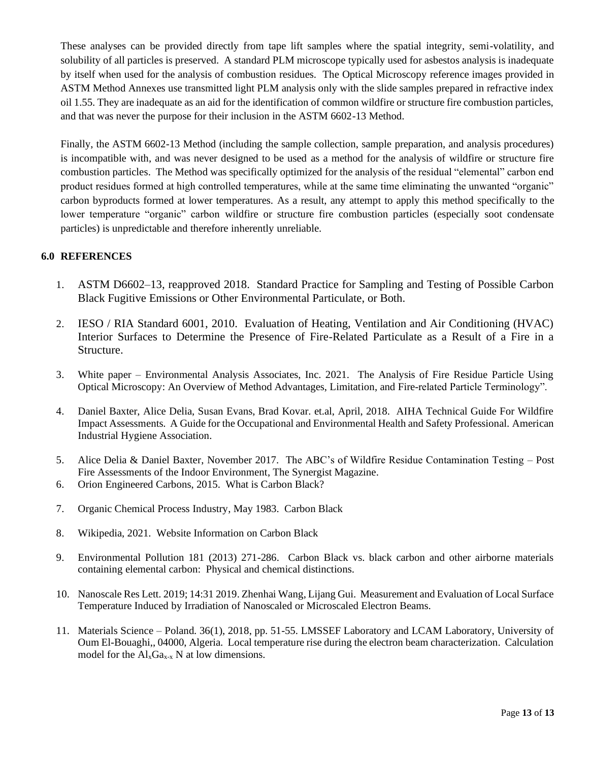These analyses can be provided directly from tape lift samples where the spatial integrity, semi-volatility, and solubility of all particles is preserved. A standard PLM microscope typically used for asbestos analysis is inadequate by itself when used for the analysis of combustion residues. The Optical Microscopy reference images provided in ASTM Method Annexes use transmitted light PLM analysis only with the slide samples prepared in refractive index oil 1.55. They are inadequate as an aid for the identification of common wildfire or structure fire combustion particles, and that was never the purpose for their inclusion in the ASTM 6602-13 Method.

Finally, the ASTM 6602-13 Method (including the sample collection, sample preparation, and analysis procedures) is incompatible with, and was never designed to be used as a method for the analysis of wildfire or structure fire combustion particles. The Method was specifically optimized for the analysis of the residual "elemental" carbon end product residues formed at high controlled temperatures, while at the same time eliminating the unwanted "organic" carbon byproducts formed at lower temperatures. As a result, any attempt to apply this method specifically to the lower temperature "organic" carbon wildfire or structure fire combustion particles (especially soot condensate particles) is unpredictable and therefore inherently unreliable.

## 6.0 REFERENCES

1. ASTM D6602–13, reapproved 2018. Standard Practice for Sampling and Testing of Possible Carbon Black Fugitive Emissions or Other Environmental Particulate, or Both.
2. IESO / RIA Standard 6001, 2010. Evaluation of Heating, Ventilation and Air Conditioning (HVAC) Interior Surfaces to Determine the Presence of Fire-Related Particulate as a Result of a Fire in a Structure.
3. White paper – Environmental Analysis Associates, Inc. 2021. The Analysis of Fire Residue Particle Using Optical Microscopy: An Overview of Method Advantages, Limitation, and Fire-related Particle Terminology".
4. Daniel Baxter, Alice Delia, Susan Evans, Brad Kovar. et.al, April, 2018. AIHA Technical Guide For Wildfire Impact Assessments. A Guide for the Occupational and Environmental Health and Safety Professional. American Industrial Hygiene Association.
5. Alice Delia & Daniel Baxter, November 2017. The ABC's of Wildfire Residue Contamination Testing – Post Fire Assessments of the Indoor Environment, The Synergist Magazine.
6. Orion Engineered Carbons, 2015. What is Carbon Black?
7. Organic Chemical Process Industry, May 1983. Carbon Black
8. Wikipedia, 2021. Website Information on Carbon Black
9. Environmental Pollution 181 (2013) 271-286. Carbon Black vs. black carbon and other airborne materials containing elemental carbon: Physical and chemical distinctions.
10. Nanoscale Res Lett. 2019; 14:31 2019. Zhenhai Wang, Lijang Gui. Measurement and Evaluation of Local Surface Temperature Induced by Irradiation of Nanoscaled or Microscaled Electron Beams.
11. Materials Science – Poland. 36(1), 2018, pp. 51-55. LMSSEF Laboratory and LCAM Laboratory, University of Oum El-Bouaghi,, 04000, Algeria. Local temperature rise during the electron beam characterization. Calculation model for the $Al_xGa_{x-x}$ N at low dimensions.